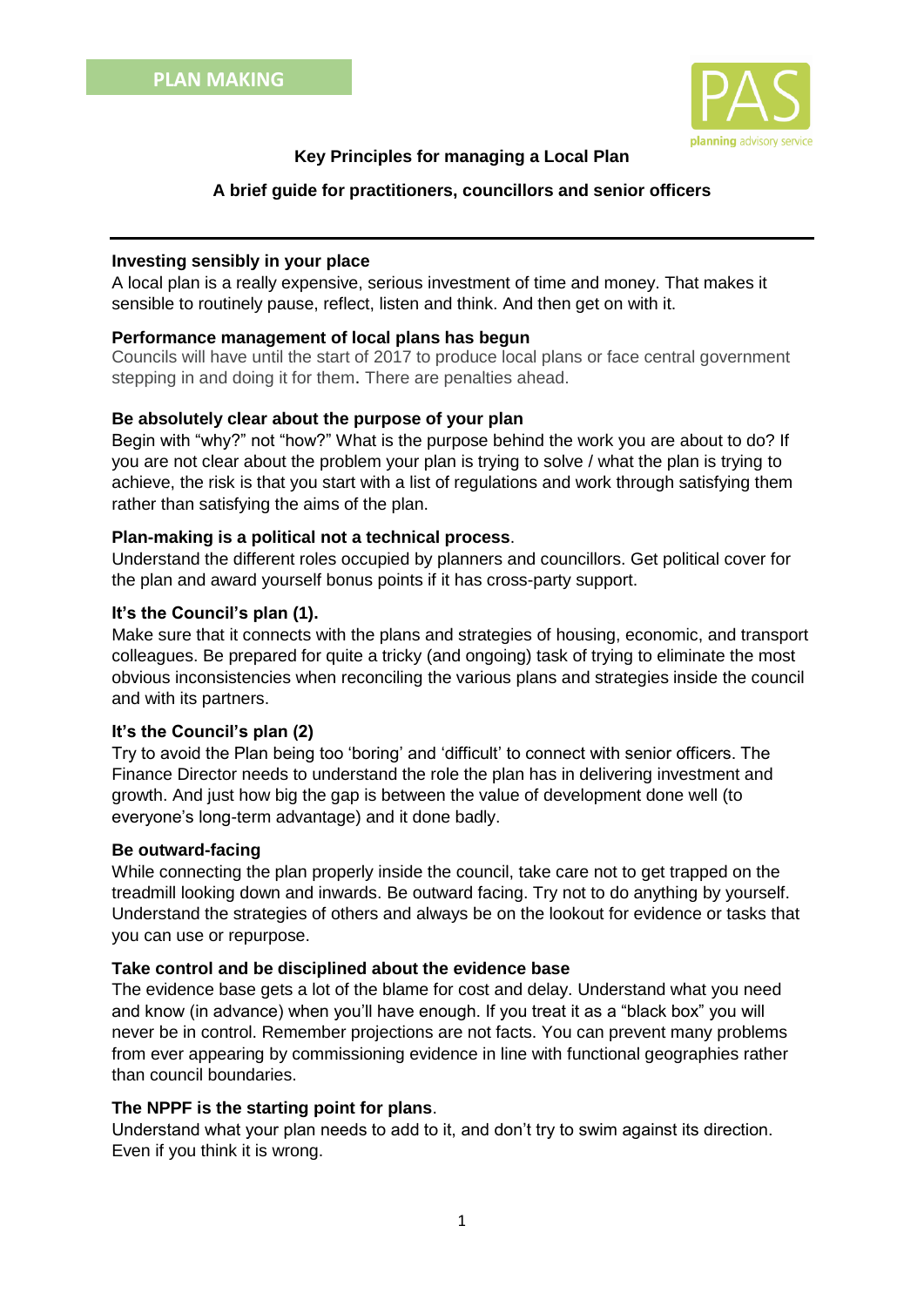**PLAN MAKING**

## Key Principles for managing a Local Plan

### A brief guide for practitioners, councillors and senior officers

---

**Investing sensibly in your place**

A local plan is a really expensive, serious investment of time and money. That makes it sensible to routinely pause, reflect, listen and think. And then get on with it.

**Performance management of local plans has begun**

Councils will have until the start of 2017 to produce local plans or face central government stepping in and doing it for them. There are penalties ahead.

**Be absolutely clear about the purpose of your plan**

Begin with "why?" not "how?" What is the purpose behind the work you are about to do? If you are not clear about the problem your plan is trying to solve / what the plan is trying to achieve, the risk is that you start with a list of regulations and work through satisfying them rather than satisfying the aims of the plan.

**Plan-making is a political not a technical process**.

Understand the different roles occupied by planners and councillors. Get political cover for the plan and award yourself bonus points if it has cross-party support.

**It's the Council's plan (1).**

Make sure that it connects with the plans and strategies of housing, economic, and transport colleagues. Be prepared for quite a tricky (and ongoing) task of trying to eliminate the most obvious inconsistencies when reconciling the various plans and strategies inside the council and with its partners.

**It's the Council's plan (2)**

Try to avoid the Plan being too 'boring' and 'difficult' to connect with senior officers. The Finance Director needs to understand the role the plan has in delivering investment and growth. And just how big the gap is between the value of development done well (to everyone's long-term advantage) and it done badly.

**Be outward-facing**

While connecting the plan properly inside the council, take care not to get trapped on the treadmill looking down and inwards. Be outward facing. Try not to do anything by yourself. Understand the strategies of others and always be on the lookout for evidence or tasks that you can use or repurpose.

**Take control and be disciplined about the evidence base**

The evidence base gets a lot of the blame for cost and delay. Understand what you need and know (in advance) when you'll have enough. If you treat it as a "black box" you will never be in control. Remember projections are not facts. You can prevent many problems from ever appearing by commissioning evidence in line with functional geographies rather than council boundaries.

**The NPPF is the starting point for plans**.

Understand what your plan needs to add to it, and don't try to swim against its direction. Even if you think it is wrong.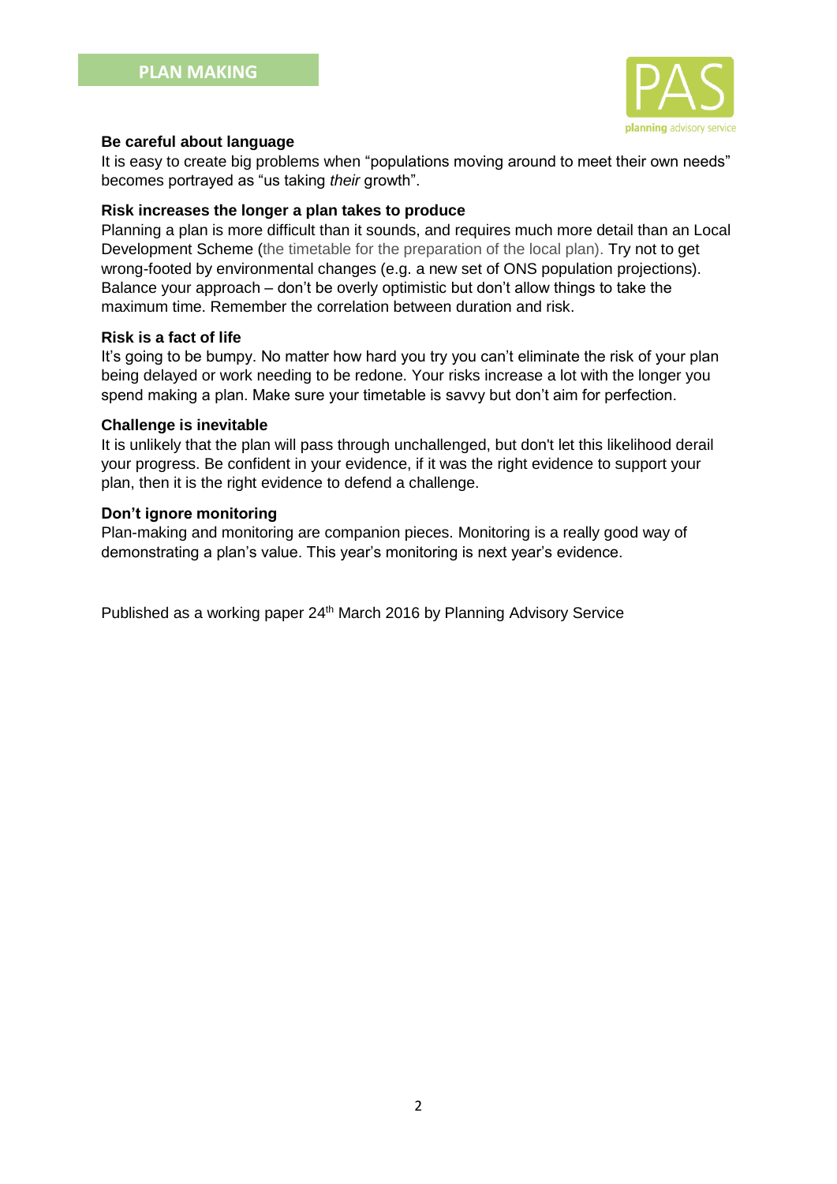**Be careful about language**

It is easy to create big problems when "populations moving around to meet their own needs" becomes portrayed as "us taking *their* growth".

**Risk increases the longer a plan takes to produce**

Planning a plan is more difficult than it sounds, and requires much more detail than an Local Development Scheme (the timetable for the preparation of the local plan). Try not to get wrong-footed by environmental changes (e.g. a new set of ONS population projections). Balance your approach – don't be overly optimistic but don't allow things to take the maximum time. Remember the correlation between duration and risk.

**Risk is a fact of life**

It's going to be bumpy. No matter how hard you try you can't eliminate the risk of your plan being delayed or work needing to be redone. Your risks increase a lot with the longer you spend making a plan. Make sure your timetable is savvy but don't aim for perfection.

**Challenge is inevitable**

It is unlikely that the plan will pass through unchallenged, but don't let this likelihood derail your progress. Be confident in your evidence, if it was the right evidence to support your plan, then it is the right evidence to defend a challenge.

**Don't ignore monitoring**

Plan-making and monitoring are companion pieces. Monitoring is a really good way of demonstrating a plan's value. This year's monitoring is next year's evidence.

Published as a working paper 24th March 2016 by Planning Advisory Service